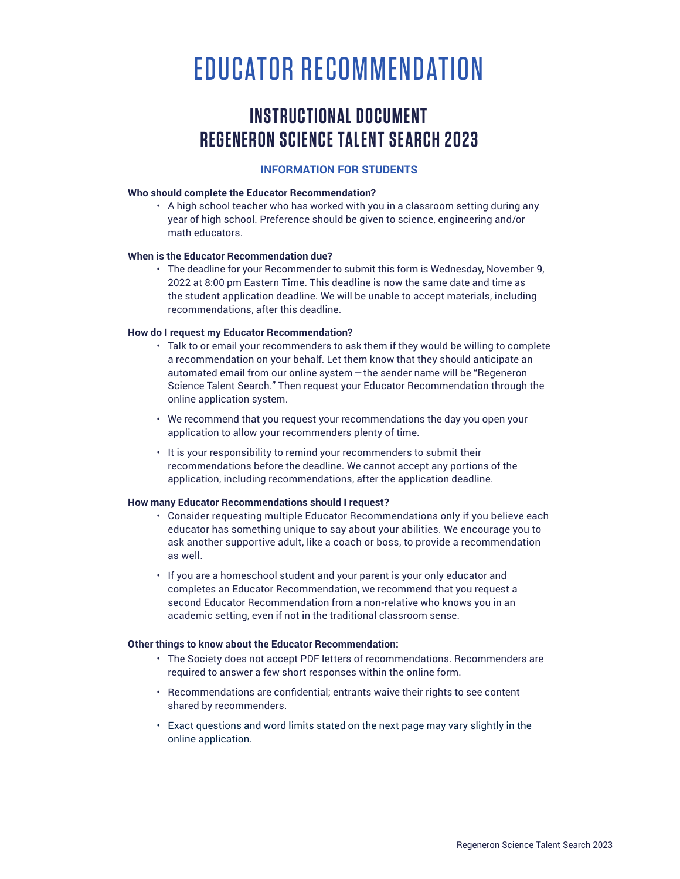# EDUCATOR RECOMMENDATION

## INSTRUCTIONAL DOCUMENT
## REGENERON SCIENCE TALENT SEARCH 2023

### INFORMATION FOR STUDENTS

**Who should complete the Educator Recommendation?**

- A high school teacher who has worked with you in a classroom setting during any year of high school. Preference should be given to science, engineering and/or math educators.

**When is the Educator Recommendation due?**

- The deadline for your Recommender to submit this form is Wednesday, November 9, 2022 at 8:00 pm Eastern Time. This deadline is now the same date and time as the student application deadline. We will be unable to accept materials, including recommendations, after this deadline.

**How do I request my Educator Recommendation?**

- Talk to or email your recommenders to ask them if they would be willing to complete a recommendation on your behalf. Let them know that they should anticipate an automated email from our online system—the sender name will be "Regeneron Science Talent Search." Then request your Educator Recommendation through the online application system.
- We recommend that you request your recommendations the day you open your application to allow your recommenders plenty of time.
- It is your responsibility to remind your recommenders to submit their recommendations before the deadline. We cannot accept any portions of the application, including recommendations, after the application deadline.

**How many Educator Recommendations should I request?**

- Consider requesting multiple Educator Recommendations only if you believe each educator has something unique to say about your abilities. We encourage you to ask another supportive adult, like a coach or boss, to provide a recommendation as well.
- If you are a homeschool student and your parent is your only educator and completes an Educator Recommendation, we recommend that you request a second Educator Recommendation from a non-relative who knows you in an academic setting, even if not in the traditional classroom sense.

**Other things to know about the Educator Recommendation:**

- The Society does not accept PDF letters of recommendations. Recommenders are required to answer a few short responses within the online form.
- Recommendations are confidential; entrants waive their rights to see content shared by recommenders.
- Exact questions and word limits stated on the next page may vary slightly in the online application.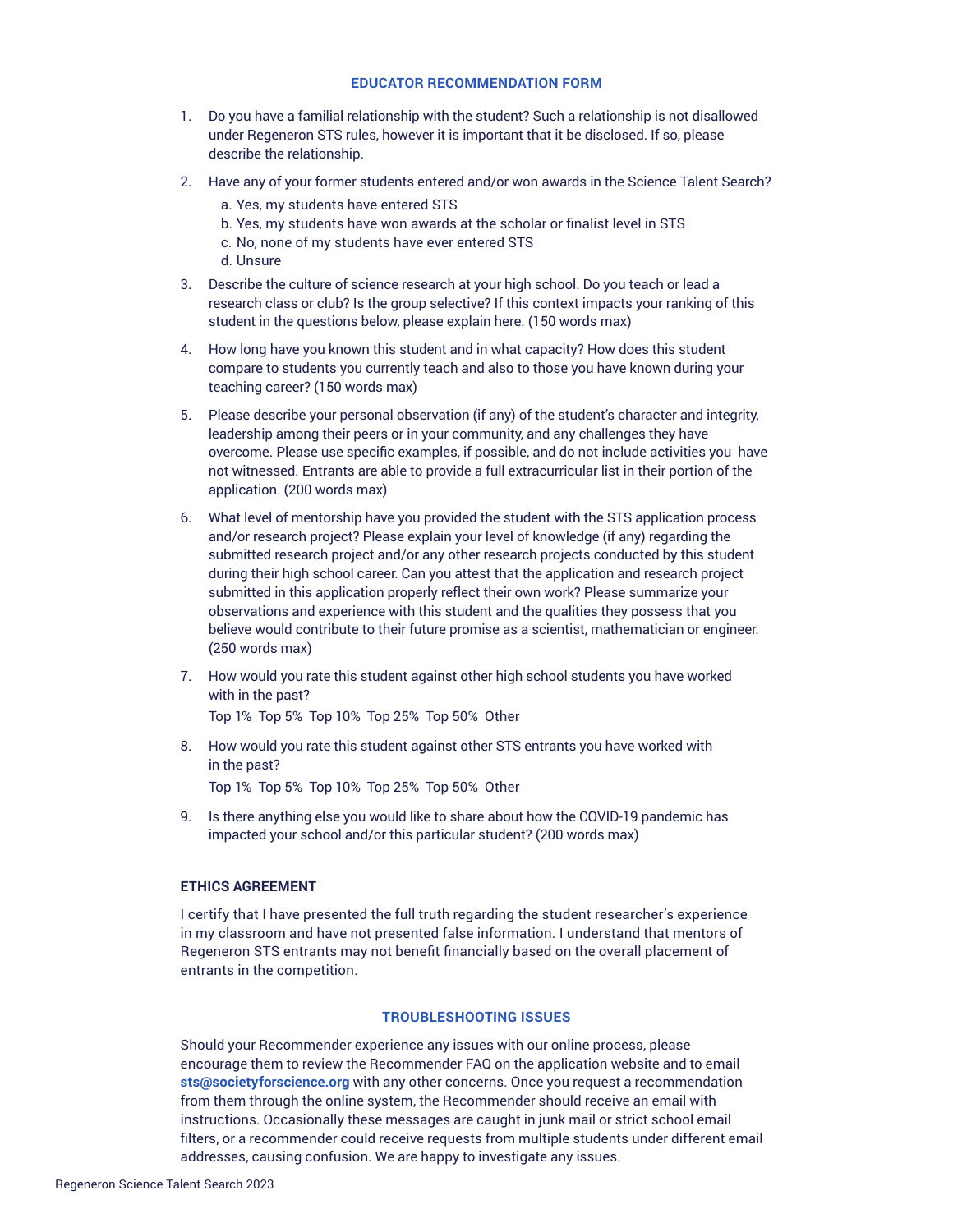## EDUCATOR RECOMMENDATION FORM

1. Do you have a familial relationship with the student? Such a relationship is not disallowed under Regeneron STS rules, however it is important that it be disclosed. If so, please describe the relationship.
2. Have any of your former students entered and/or won awards in the Science Talent Search?
   a. Yes, my students have entered STS
   b. Yes, my students have won awards at the scholar or finalist level in STS
   c. No, none of my students have ever entered STS
   d. Unsure
3. Describe the culture of science research at your high school. Do you teach or lead a research class or club? Is the group selective? If this context impacts your ranking of this student in the questions below, please explain here. (150 words max)
4. How long have you known this student and in what capacity? How does this student compare to students you currently teach and also to those you have known during your teaching career? (150 words max)
5. Please describe your personal observation (if any) of the student's character and integrity, leadership among their peers or in your community, and any challenges they have overcome. Please use specific examples, if possible, and do not include activities you have not witnessed. Entrants are able to provide a full extracurricular list in their portion of the application. (200 words max)
6. What level of mentorship have you provided the student with the STS application process and/or research project? Please explain your level of knowledge (if any) regarding the submitted research project and/or any other research projects conducted by this student during their high school career. Can you attest that the application and research project submitted in this application properly reflect their own work? Please summarize your observations and experience with this student and the qualities they possess that you believe would contribute to their future promise as a scientist, mathematician or engineer. (250 words max)
7. How would you rate this student against other high school students you have worked with in the past?

   Top 1% Top 5% Top 10% Top 25% Top 50% Other
8. How would you rate this student against other STS entrants you have worked with in the past?

   Top 1% Top 5% Top 10% Top 25% Top 50% Other
9. Is there anything else you would like to share about how the COVID-19 pandemic has impacted your school and/or this particular student? (200 words max)

### ETHICS AGREEMENT

I certify that I have presented the full truth regarding the student researcher's experience in my classroom and have not presented false information. I understand that mentors of Regeneron STS entrants may not benefit financially based on the overall placement of entrants in the competition.

## TROUBLESHOOTING ISSUES

Should your Recommender experience any issues with our online process, please encourage them to review the Recommender FAQ on the application website and to email **sts@societyforscience.org** with any other concerns. Once you request a recommendation from them through the online system, the Recommender should receive an email with instructions. Occasionally these messages are caught in junk mail or strict school email filters, or a recommender could receive requests from multiple students under different email addresses, causing confusion. We are happy to investigate any issues.